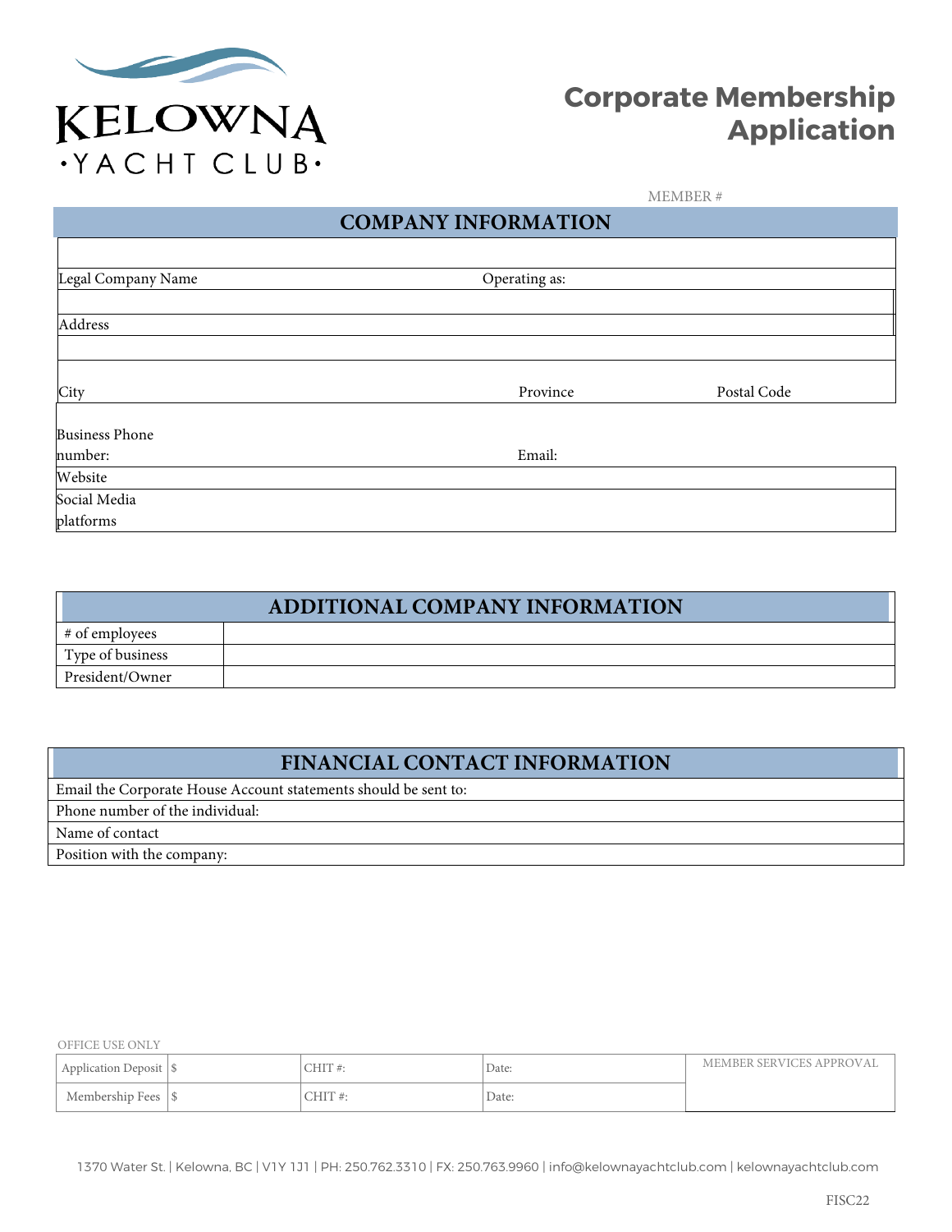KELOWNA
·YACHT CLUB·

# Corporate Membership Application

MEMBER #

## COMPANY INFORMATION

| | |
|---|---|
| Legal Company Name | Operating as: |
| Address | |
| City | Province | Postal Code |
| Business Phone number: | Email: |
| Website | |
| Social Media platforms | |

## ADDITIONAL COMPANY INFORMATION

| | |
|---|---|
| # of employees | |
| Type of business | |
| President/Owner | |

## FINANCIAL CONTACT INFORMATION

| |
|---|
| Email the Corporate House Account statements should be sent to: |
| Phone number of the individual: |
| Name of contact |
| Position with the company: |

OFFICE USE ONLY

| | | | | |
|---|---|---|---|---|
| Application Deposit | $ | CHIT #: | Date: | MEMBER SERVICES APPROVAL |
| Membership Fees | $ | CHIT #: | Date: | |

1370 Water St. | Kelowna, BC | V1Y 1J1 | PH: 250.762.3310 | FX: 250.763.9960 | info@kelownayachtclub.com | kelownayachtclub.com

FISC22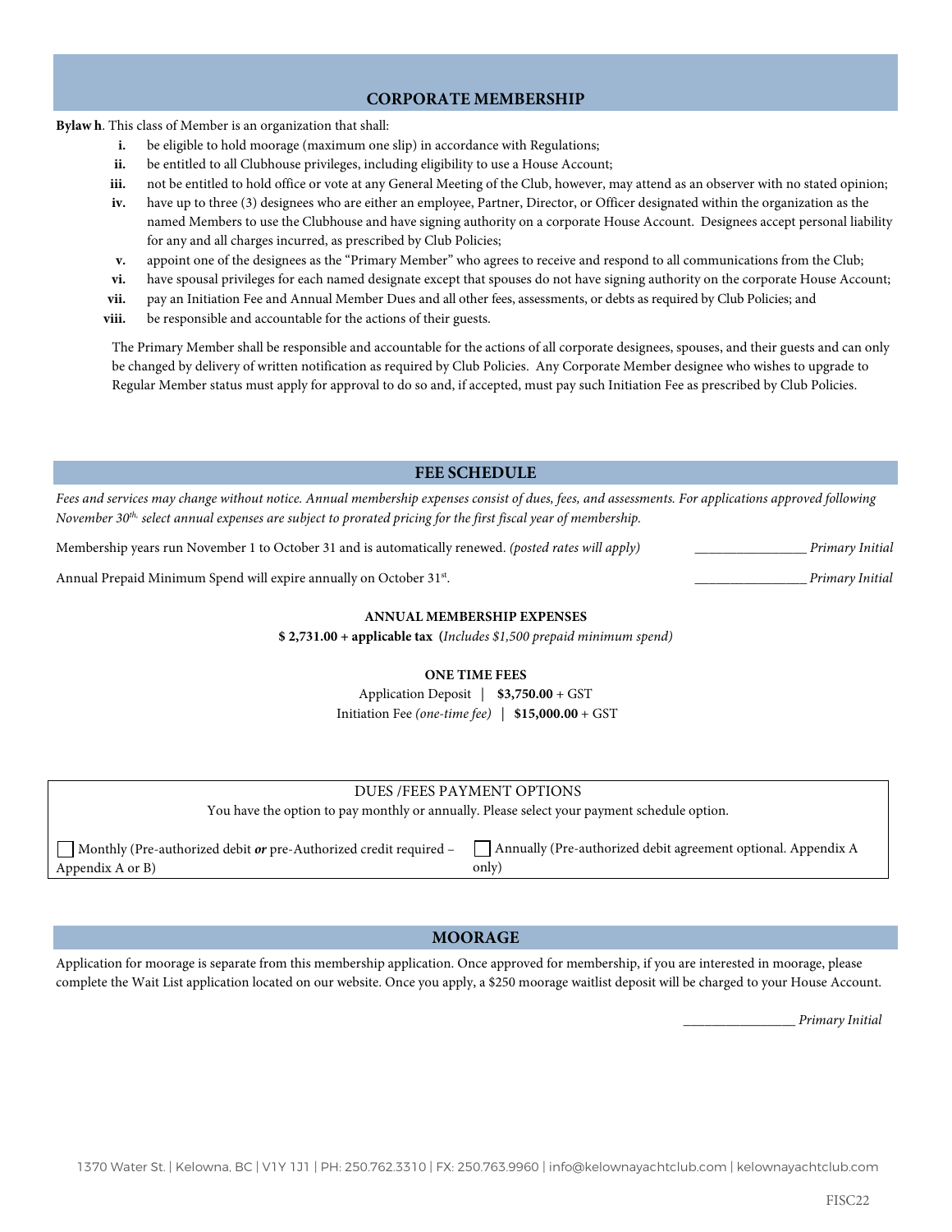## CORPORATE MEMBERSHIP

**Bylaw h**. This class of Member is an organization that shall:

- **i.** be eligible to hold moorage (maximum one slip) in accordance with Regulations;
- **ii.** be entitled to all Clubhouse privileges, including eligibility to use a House Account;
- **iii.** not be entitled to hold office or vote at any General Meeting of the Club, however, may attend as an observer with no stated opinion;
- **iv.** have up to three (3) designees who are either an employee, Partner, Director, or Officer designated within the organization as the named Members to use the Clubhouse and have signing authority on a corporate House Account. Designees accept personal liability for any and all charges incurred, as prescribed by Club Policies;
- **v.** appoint one of the designees as the "Primary Member" who agrees to receive and respond to all communications from the Club;
- **vi.** have spousal privileges for each named designate except that spouses do not have signing authority on the corporate House Account;
- **vii.** pay an Initiation Fee and Annual Member Dues and all other fees, assessments, or debts as required by Club Policies; and
- **viii.** be responsible and accountable for the actions of their guests.

The Primary Member shall be responsible and accountable for the actions of all corporate designees, spouses, and their guests and can only be changed by delivery of written notification as required by Club Policies. Any Corporate Member designee who wishes to upgrade to Regular Member status must apply for approval to do so and, if accepted, must pay such Initiation Fee as prescribed by Club Policies.

## FEE SCHEDULE

*Fees and services may change without notice. Annual membership expenses consist of dues, fees, and assessments. For applications approved following November 30th, select annual expenses are subject to prorated pricing for the first fiscal year of membership.*

Membership years run November 1 to October 31 and is automatically renewed. *(posted rates will apply)* ________________ *Primary Initial*

Annual Prepaid Minimum Spend will expire annually on October 31st. ________________ *Primary Initial*

**ANNUAL MEMBERSHIP EXPENSES**

**$ 2,731.00 + applicable tax (***Includes $1,500 prepaid minimum spend)*

**ONE TIME FEES**

Application Deposit | **$3,750.00** + GST

Initiation Fee *(one-time fee)* | **$15,000.00** + GST

| DUES /FEES PAYMENT OPTIONS | |
|---|---|
| You have the option to pay monthly or annually. Please select your payment schedule option. | |
| ☐ Monthly (Pre-authorized debit ***or*** pre-Authorized credit required – Appendix A or B) | ☐ Annually (Pre-authorized debit agreement optional. Appendix A only) |

## MOORAGE

Application for moorage is separate from this membership application. Once approved for membership, if you are interested in moorage, please complete the Wait List application located on our website. Once you apply, a $250 moorage waitlist deposit will be charged to your House Account.

________________ *Primary Initial*

1370 Water St. | Kelowna, BC | V1Y 1J1 | PH: 250.762.3310 | FX: 250.763.9960 | info@kelownayachtclub.com | kelownayachtclub.com

FISC22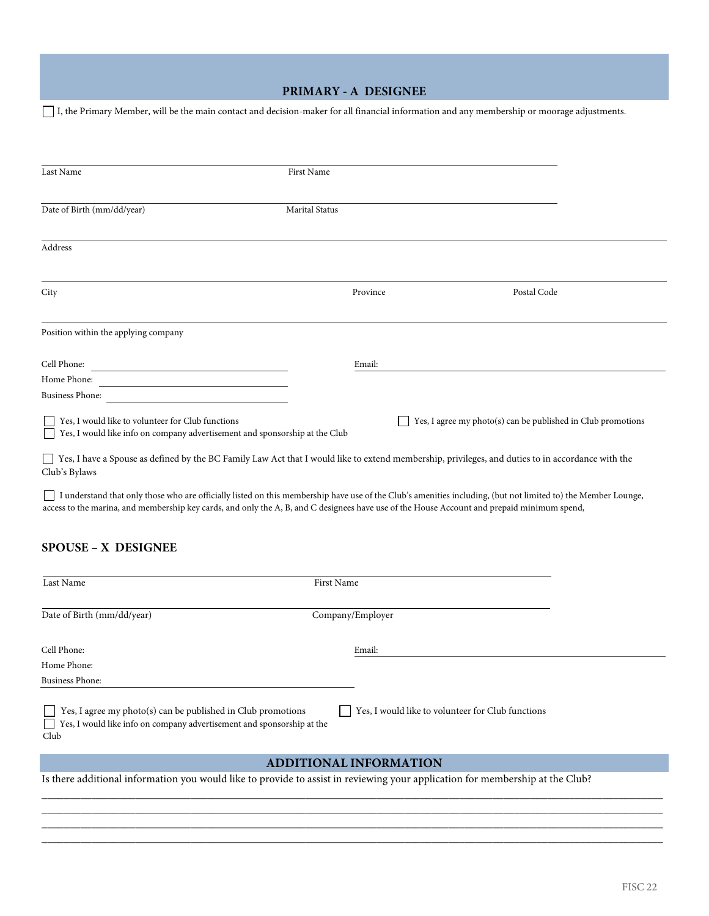## PRIMARY - A DESIGNEE

☐ I, the Primary Member, will be the main contact and decision-maker for all financial information and any membership or moorage adjustments.

Last Name _______________ First Name _______________

Date of Birth (mm/dd/year) _______________ Marital Status _______________

Address _______________

City _______________ Province _______________ Postal Code _______________

Position within the applying company _______________

Cell Phone: _______________ Email: _______________

Home Phone: _______________

Business Phone: _______________

☐ Yes, I would like to volunteer for Club functions

☐ Yes, I would like info on company advertisement and sponsorship at the Club

☐ Yes, I agree my photo(s) can be published in Club promotions

☐ Yes, I have a Spouse as defined by the BC Family Law Act that I would like to extend membership, privileges, and duties to in accordance with the Club's Bylaws

☐ I understand that only those who are officially listed on this membership have use of the Club's amenities including, (but not limited to) the Member Lounge, access to the marina, and membership key cards, and only the A, B, and C designees have use of the House Account and prepaid minimum spend,

## SPOUSE – X DESIGNEE

Last Name _______________ First Name _______________

Date of Birth (mm/dd/year) _______________ Company/Employer _______________

Cell Phone: _______________ Email: _______________

Home Phone: _______________

Business Phone: _______________

☐ Yes, I agree my photo(s) can be published in Club promotions

☐ Yes, I would like info on company advertisement and sponsorship at the Club

☐ Yes, I would like to volunteer for Club functions

## ADDITIONAL INFORMATION

Is there additional information you would like to provide to assist in reviewing your application for membership at the Club?

________________________________________________________________________________

________________________________________________________________________________

________________________________________________________________________________

________________________________________________________________________________

FISC 22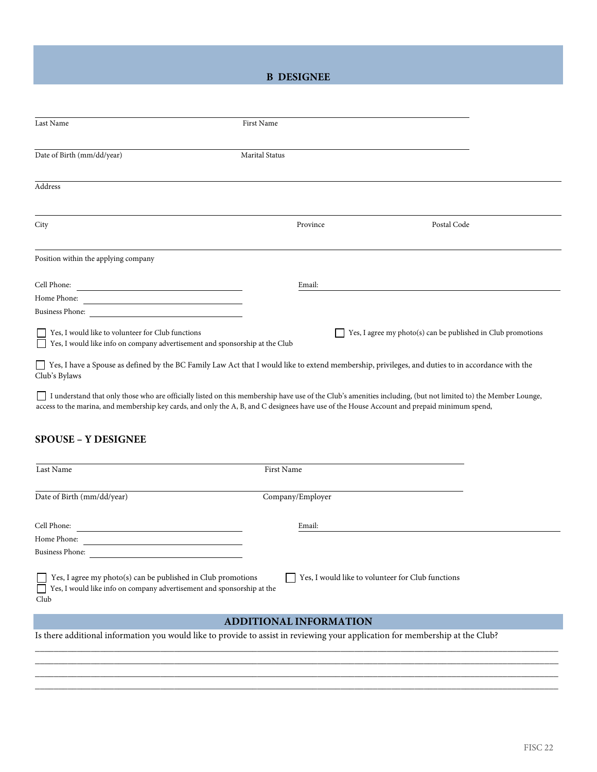## B DESIGNEE

Last Name ________________ First Name ________________

Date of Birth (mm/dd/year) ________________ Marital Status ________________

Address ________________

City ________________ Province ________________ Postal Code ________________

Position within the applying company ________________

Cell Phone: ________________ Email: ________________

Home Phone: ________________

Business Phone: ________________

☐ Yes, I would like to volunteer for Club functions

☐ Yes, I would like info on company advertisement and sponsorship at the Club

☐ Yes, I agree my photo(s) can be published in Club promotions

☐ Yes, I have a Spouse as defined by the BC Family Law Act that I would like to extend membership, privileges, and duties to in accordance with the Club's Bylaws

☐ I understand that only those who are officially listed on this membership have use of the Club's amenities including, (but not limited to) the Member Lounge, access to the marina, and membership key cards, and only the A, B, and C designees have use of the House Account and prepaid minimum spend,

## SPOUSE – Y DESIGNEE

Last Name ________________ First Name ________________

Date of Birth (mm/dd/year) ________________ Company/Employer ________________

Cell Phone: ________________ Email: ________________

Home Phone: ________________

Business Phone: ________________

☐ Yes, I agree my photo(s) can be published in Club promotions

☐ Yes, I would like info on company advertisement and sponsorship at the Club

☐ Yes, I would like to volunteer for Club functions

## ADDITIONAL INFORMATION

Is there additional information you would like to provide to assist in reviewing your application for membership at the Club?

________________________________________________________________________________

________________________________________________________________________________

________________________________________________________________________________

________________________________________________________________________________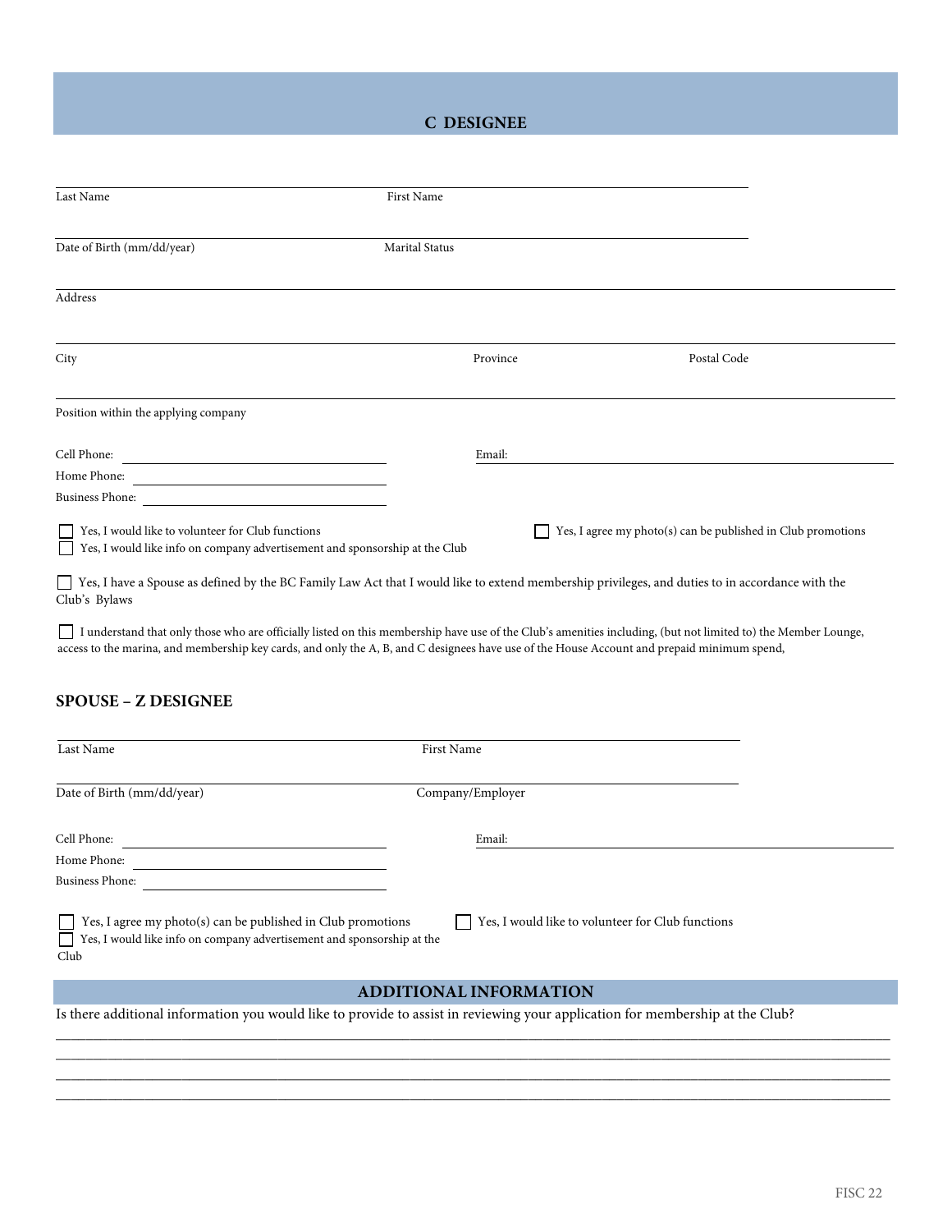## C DESIGNEE

Last Name: ______________________ First Name: ______________________

Date of Birth (mm/dd/year): ______________________ Marital Status: ______________________

Address: ______________________

City: ______________________ Province: ______________________ Postal Code: ______________________

Position within the applying company: ______________________

Cell Phone: ______________________ Email: ______________________

Home Phone: ______________________

Business Phone: ______________________

☐ Yes, I would like to volunteer for Club functions

☐ Yes, I agree my photo(s) can be published in Club promotions

☐ Yes, I would like info on company advertisement and sponsorship at the Club

☐ Yes, I have a Spouse as defined by the BC Family Law Act that I would like to extend membership privileges, and duties to in accordance with the Club's Bylaws

☐ I understand that only those who are officially listed on this membership have use of the Club's amenities including, (but not limited to) the Member Lounge, access to the marina, and membership key cards, and only the A, B, and C designees have use of the House Account and prepaid minimum spend,

## SPOUSE – Z DESIGNEE

Last Name: ______________________ First Name: ______________________

Date of Birth (mm/dd/year): ______________________ Company/Employer: ______________________

Cell Phone: ______________________ Email: ______________________

Home Phone: ______________________

Business Phone: ______________________

☐ Yes, I agree my photo(s) can be published in Club promotions

☐ Yes, I would like to volunteer for Club functions

☐ Yes, I would like info on company advertisement and sponsorship at the Club

## ADDITIONAL INFORMATION

Is there additional information you would like to provide to assist in reviewing your application for membership at the Club?

______________________________________________________________________

______________________________________________________________________

______________________________________________________________________

______________________________________________________________________

FISC 22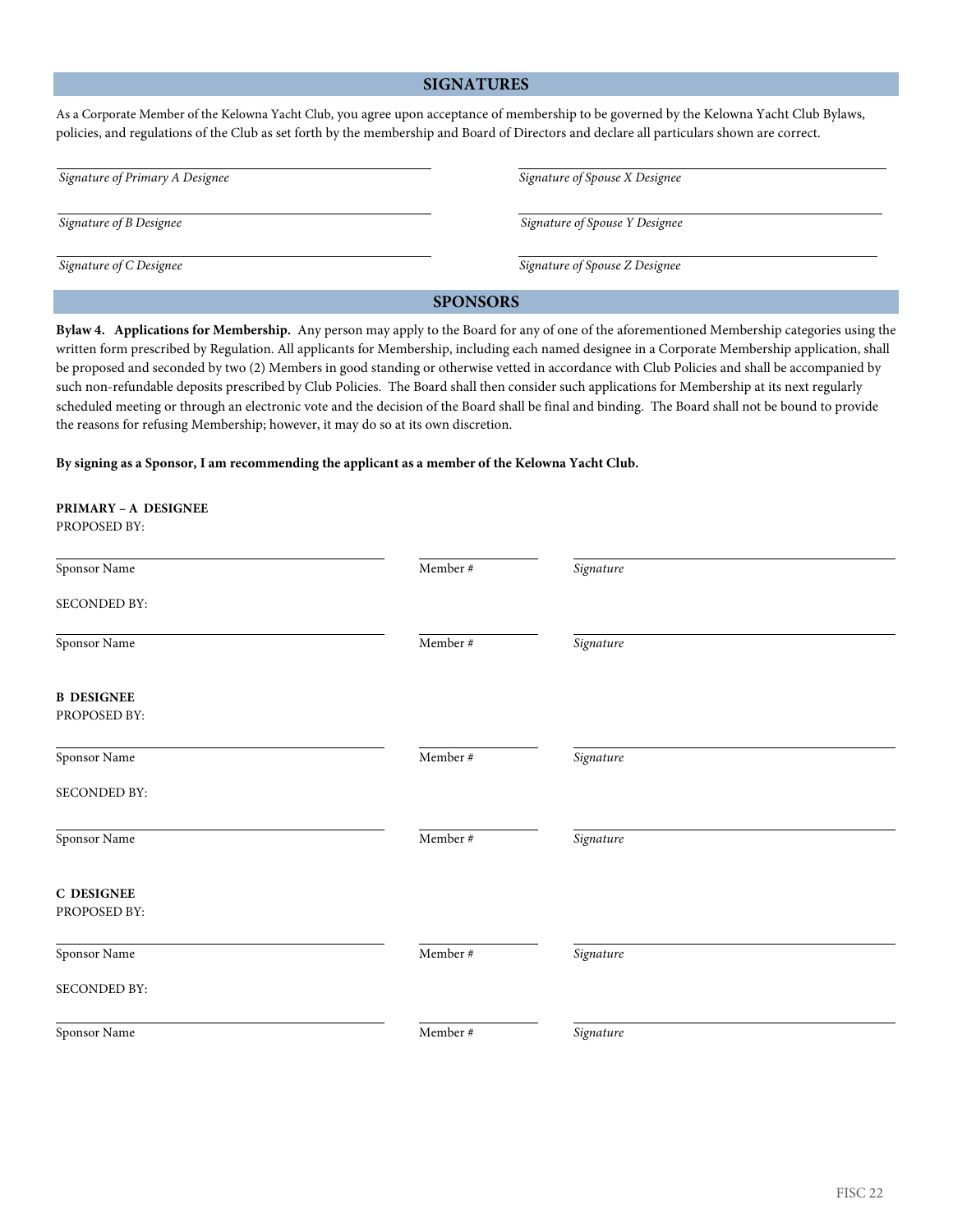## SIGNATURES

As a Corporate Member of the Kelowna Yacht Club, you agree upon acceptance of membership to be governed by the Kelowna Yacht Club Bylaws, policies, and regulations of the Club as set forth by the membership and Board of Directors and declare all particulars shown are correct.

| | |
|---|---|
| *Signature of Primary A Designee* | *Signature of Spouse X Designee* |
| *Signature of B Designee* | *Signature of Spouse Y Designee* |
| *Signature of C Designee* | *Signature of Spouse Z Designee* |

## SPONSORS

**Bylaw 4. Applications for Membership.** Any person may apply to the Board for any of one of the aforementioned Membership categories using the written form prescribed by Regulation. All applicants for Membership, including each named designee in a Corporate Membership application, shall be proposed and seconded by two (2) Members in good standing or otherwise vetted in accordance with Club Policies and shall be accompanied by such non-refundable deposits prescribed by Club Policies. The Board shall then consider such applications for Membership at its next regularly scheduled meeting or through an electronic vote and the decision of the Board shall be final and binding. The Board shall not be bound to provide the reasons for refusing Membership; however, it may do so at its own discretion.

**By signing as a Sponsor, I am recommending the applicant as a member of the Kelowna Yacht Club.**

**PRIMARY – A DESIGNEE**
PROPOSED BY:

| Sponsor Name | Member # | *Signature* |
|---|---|---|

SECONDED BY:

| Sponsor Name | Member # | *Signature* |
|---|---|---|

**B DESIGNEE**
PROPOSED BY:

| Sponsor Name | Member # | *Signature* |
|---|---|---|

SECONDED BY:

| Sponsor Name | Member # | *Signature* |
|---|---|---|

**C DESIGNEE**
PROPOSED BY:

| Sponsor Name | Member # | *Signature* |
|---|---|---|

SECONDED BY:

| Sponsor Name | Member # | *Signature* |
|---|---|---|

FISC 22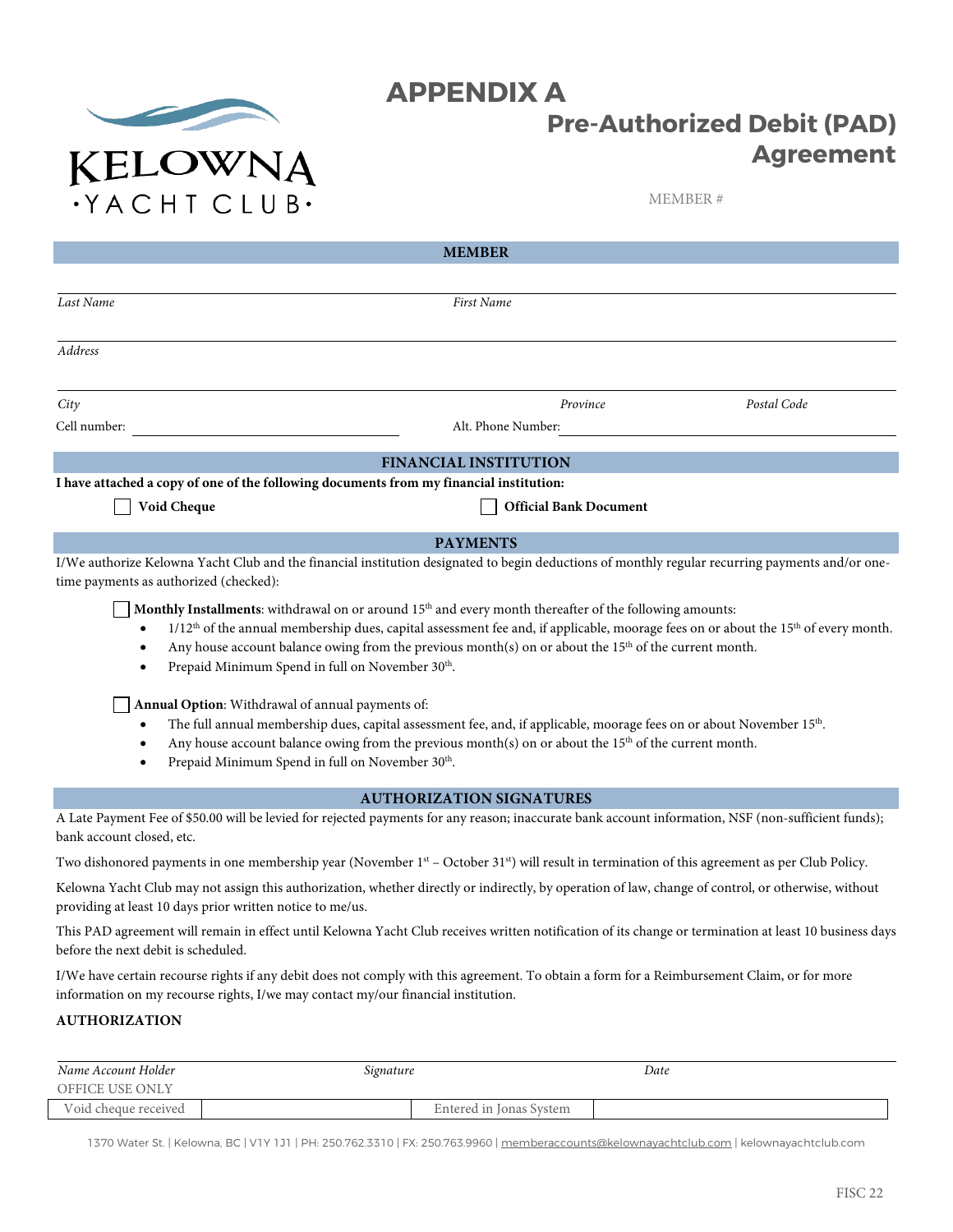KELOWNA
·YACHT CLUB·

# APPENDIX A

## Pre-Authorized Debit (PAD) Agreement

MEMBER #

### MEMBER

| *Last Name* | *First Name* | |
|---|---|---|
| *Address* | | |
| *City* | *Province* | *Postal Code* |

Cell number: ______________________ Alt. Phone Number: ______________________

### FINANCIAL INSTITUTION

**I have attached a copy of one of the following documents from my financial institution:**

☐ **Void Cheque** ☐ **Official Bank Document**

### PAYMENTS

I/We authorize Kelowna Yacht Club and the financial institution designated to begin deductions of monthly regular recurring payments and/or one-time payments as authorized (checked):

☐ **Monthly Installments**: withdrawal on or around 15th and every month thereafter of the following amounts:

- 1/12th of the annual membership dues, capital assessment fee and, if applicable, moorage fees on or about the 15th of every month.
- Any house account balance owing from the previous month(s) on or about the 15th of the current month.
- Prepaid Minimum Spend in full on November 30th.

☐ **Annual Option**: Withdrawal of annual payments of:

- The full annual membership dues, capital assessment fee, and, if applicable, moorage fees on or about November 15th.
- Any house account balance owing from the previous month(s) on or about the 15th of the current month.
- Prepaid Minimum Spend in full on November 30th.

### AUTHORIZATION SIGNATURES

A Late Payment Fee of $50.00 will be levied for rejected payments for any reason; inaccurate bank account information, NSF (non-sufficient funds); bank account closed, etc.

Two dishonored payments in one membership year (November 1st – October 31st) will result in termination of this agreement as per Club Policy.

Kelowna Yacht Club may not assign this authorization, whether directly or indirectly, by operation of law, change of control, or otherwise, without providing at least 10 days prior written notice to me/us.

This PAD agreement will remain in effect until Kelowna Yacht Club receives written notification of its change or termination at least 10 business days before the next debit is scheduled.

I/We have certain recourse rights if any debit does not comply with this agreement. To obtain a form for a Reimbursement Claim, or for more information on my recourse rights, I/we may contact my/our financial institution.

**AUTHORIZATION**

| *Name Account Holder* | *Signature* | *Date* |
|---|---|---|

OFFICE USE ONLY

| Void cheque received | | Entered in Jonas System | |
|---|---|---|---|

1370 Water St. | Kelowna, BC | V1Y 1J1 | PH: 250.762.3310 | FX: 250.763.9960 | memberaccounts@kelownayachtclub.com | kelownayachtclub.com

FISC 22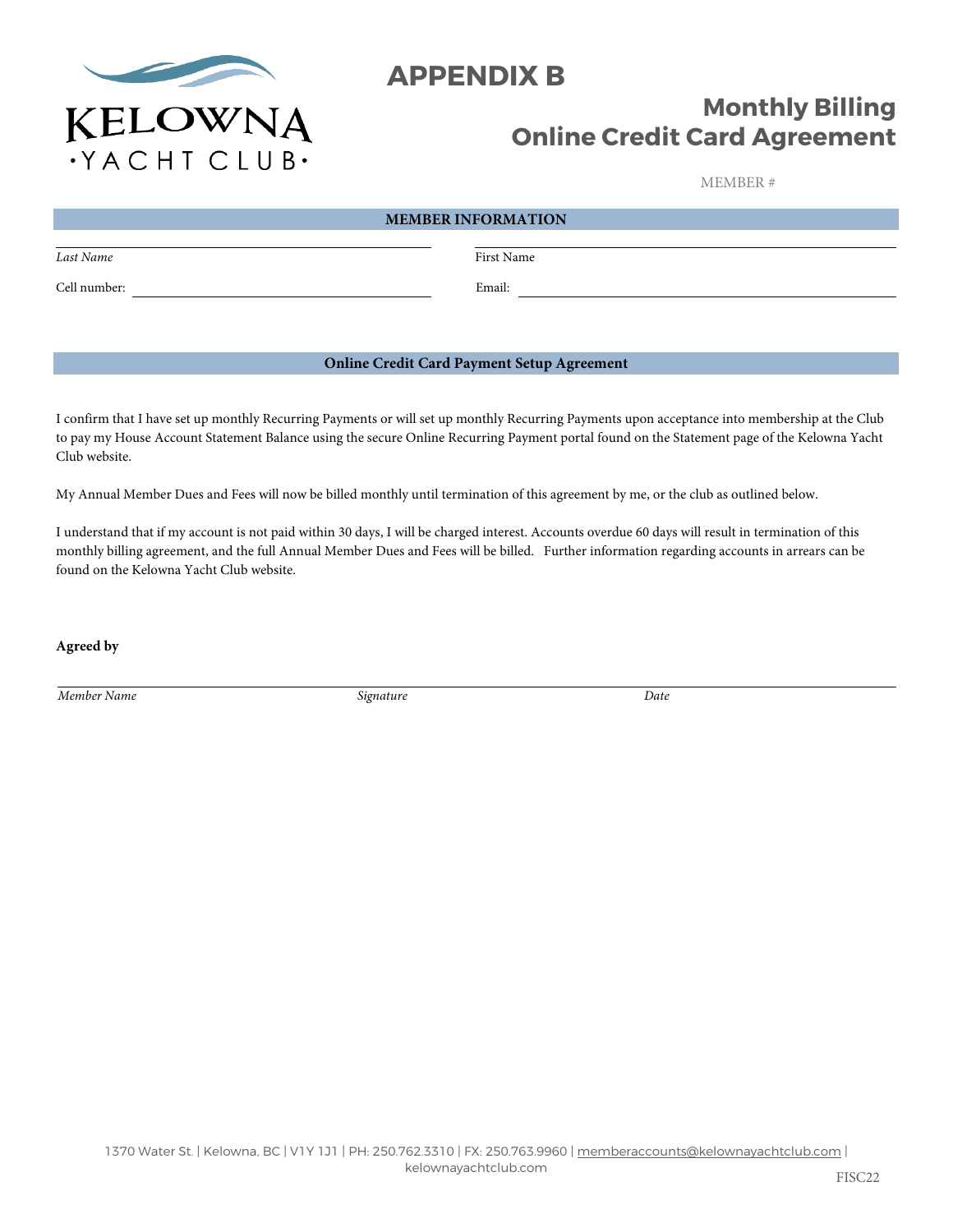KELOWNA
·YACHT CLUB·

# APPENDIX B

## Monthly Billing
## Online Credit Card Agreement

MEMBER #

### MEMBER INFORMATION

*Last Name* \_\_\_\_\_\_\_\_\_\_\_\_\_\_\_\_\_\_\_\_ First Name \_\_\_\_\_\_\_\_\_\_\_\_\_\_\_\_\_\_\_\_

Cell number: \_\_\_\_\_\_\_\_\_\_\_\_\_\_\_\_\_\_\_\_ Email: \_\_\_\_\_\_\_\_\_\_\_\_\_\_\_\_\_\_\_\_

### Online Credit Card Payment Setup Agreement

I confirm that I have set up monthly Recurring Payments or will set up monthly Recurring Payments upon acceptance into membership at the Club to pay my House Account Statement Balance using the secure Online Recurring Payment portal found on the Statement page of the Kelowna Yacht Club website.

My Annual Member Dues and Fees will now be billed monthly until termination of this agreement by me, or the club as outlined below.

I understand that if my account is not paid within 30 days, I will be charged interest. Accounts overdue 60 days will result in termination of this monthly billing agreement, and the full Annual Member Dues and Fees will be billed. Further information regarding accounts in arrears can be found on the Kelowna Yacht Club website.

**Agreed by**

*Member Name* \_\_\_\_\_\_\_\_\_\_\_\_\_\_\_\_\_\_\_\_ *Signature* \_\_\_\_\_\_\_\_\_\_\_\_\_\_\_\_\_\_\_\_ *Date* \_\_\_\_\_\_\_\_\_\_\_\_\_\_\_\_\_\_\_\_

1370 Water St. | Kelowna, BC | V1Y 1J1 | PH: 250.762.3310 | FX: 250.763.9960 | memberaccounts@kelownayachtclub.com | kelownayachtclub.com

FISC22